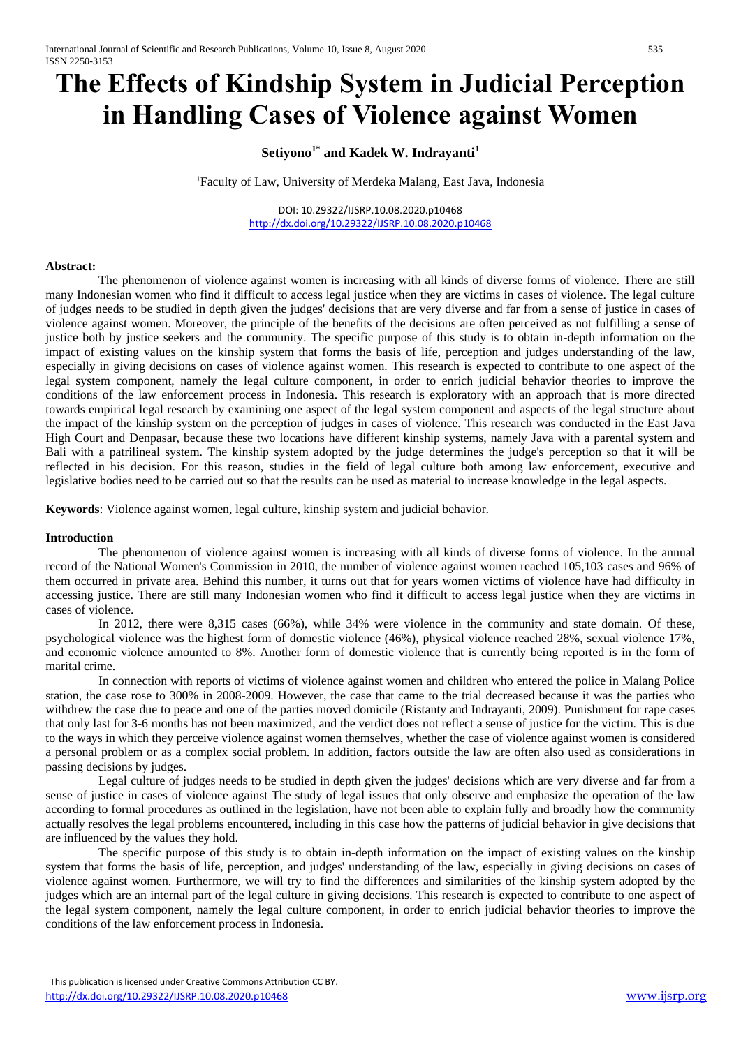# The Effects of Kindship System in Judicial Perception in Handling Cases of Violence against Women

**Setiyono[1*] and Kadek W. Indrayanti[1]**

[1]Faculty of Law, University of Merdeka Malang, East Java, Indonesia

DOI: 10.29322/IJSRP.10.08.2020.p10468
http://dx.doi.org/10.29322/IJSRP.10.08.2020.p10468

**Abstract:**

The phenomenon of violence against women is increasing with all kinds of diverse forms of violence. There are still many Indonesian women who find it difficult to access legal justice when they are victims in cases of violence. The legal culture of judges needs to be studied in depth given the judges' decisions that are very diverse and far from a sense of justice in cases of violence against women. Moreover, the principle of the benefits of the decisions are often perceived as not fulfilling a sense of justice both by justice seekers and the community. The specific purpose of this study is to obtain in-depth information on the impact of existing values on the kinship system that forms the basis of life, perception and judges understanding of the law, especially in giving decisions on cases of violence against women. This research is expected to contribute to one aspect of the legal system component, namely the legal culture component, in order to enrich judicial behavior theories to improve the conditions of the law enforcement process in Indonesia. This research is exploratory with an approach that is more directed towards empirical legal research by examining one aspect of the legal system component and aspects of the legal structure about the impact of the kinship system on the perception of judges in cases of violence. This research was conducted in the East Java High Court and Denpasar, because these two locations have different kinship systems, namely Java with a parental system and Bali with a patrilineal system. The kinship system adopted by the judge determines the judge's perception so that it will be reflected in his decision. For this reason, studies in the field of legal culture both among law enforcement, executive and legislative bodies need to be carried out so that the results can be used as material to increase knowledge in the legal aspects.

**Keywords**: Violence against women, legal culture, kinship system and judicial behavior.

## Introduction

The phenomenon of violence against women is increasing with all kinds of diverse forms of violence. In the annual record of the National Women's Commission in 2010, the number of violence against women reached 105,103 cases and 96% of them occurred in private area. Behind this number, it turns out that for years women victims of violence have had difficulty in accessing justice. There are still many Indonesian women who find it difficult to access legal justice when they are victims in cases of violence.

In 2012, there were 8,315 cases (66%), while 34% were violence in the community and state domain. Of these, psychological violence was the highest form of domestic violence (46%), physical violence reached 28%, sexual violence 17%, and economic violence amounted to 8%. Another form of domestic violence that is currently being reported is in the form of marital crime.

In connection with reports of victims of violence against women and children who entered the police in Malang Police station, the case rose to 300% in 2008-2009. However, the case that came to the trial decreased because it was the parties who withdrew the case due to peace and one of the parties moved domicile (Ristanty and Indrayanti, 2009). Punishment for rape cases that only last for 3-6 months has not been maximized, and the verdict does not reflect a sense of justice for the victim. This is due to the ways in which they perceive violence against women themselves, whether the case of violence against women is considered a personal problem or as a complex social problem. In addition, factors outside the law are often also used as considerations in passing decisions by judges.

Legal culture of judges needs to be studied in depth given the judges' decisions which are very diverse and far from a sense of justice in cases of violence against The study of legal issues that only observe and emphasize the operation of the law according to formal procedures as outlined in the legislation, have not been able to explain fully and broadly how the community actually resolves the legal problems encountered, including in this case how the patterns of judicial behavior in give decisions that are influenced by the values they hold.

The specific purpose of this study is to obtain in-depth information on the impact of existing values on the kinship system that forms the basis of life, perception, and judges' understanding of the law, especially in giving decisions on cases of violence against women. Furthermore, we will try to find the differences and similarities of the kinship system adopted by the judges which are an internal part of the legal culture in giving decisions. This research is expected to contribute to one aspect of the legal system component, namely the legal culture component, in order to enrich judicial behavior theories to improve the conditions of the law enforcement process in Indonesia.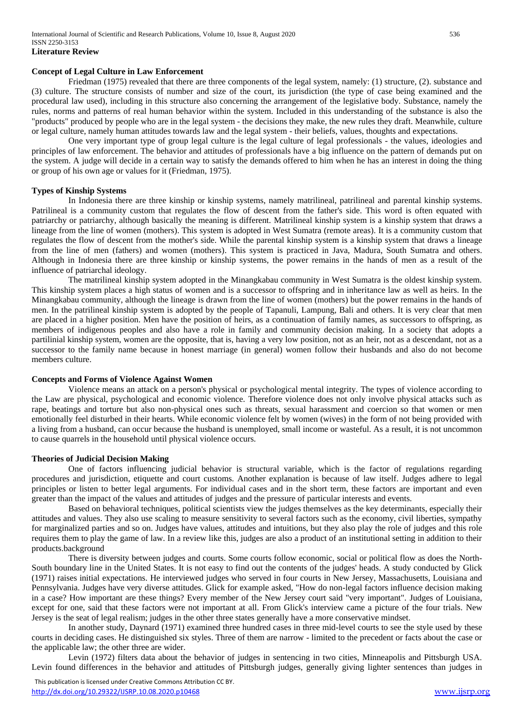**Literature Review**

**Concept of Legal Culture in Law Enforcement**

Friedman (1975) revealed that there are three components of the legal system, namely: (1) structure, (2). substance and (3) culture. The structure consists of number and size of the court, its jurisdiction (the type of case being examined and the procedural law used), including in this structure also concerning the arrangement of the legislative body. Substance, namely the rules, norms and patterns of real human behavior within the system. Included in this understanding of the substance is also the "products" produced by people who are in the legal system - the decisions they make, the new rules they draft. Meanwhile, culture or legal culture, namely human attitudes towards law and the legal system - their beliefs, values, thoughts and expectations.

One very important type of group legal culture is the legal culture of legal professionals - the values, ideologies and principles of law enforcement. The behavior and attitudes of professionals have a big influence on the pattern of demands put on the system. A judge will decide in a certain way to satisfy the demands offered to him when he has an interest in doing the thing or group of his own age or values for it (Friedman, 1975).

**Types of Kinship Systems**

In Indonesia there are three kinship or kinship systems, namely matrilineal, patrilineal and parental kinship systems. Patrilineal is a community custom that regulates the flow of descent from the father's side. This word is often equated with patriarchy or patriarchy, although basically the meaning is different. Matrilineal kinship system is a kinship system that draws a lineage from the line of women (mothers). This system is adopted in West Sumatra (remote areas). It is a community custom that regulates the flow of descent from the mother's side. While the parental kinship system is a kinship system that draws a lineage from the line of men (fathers) and women (mothers). This system is practiced in Java, Madura, South Sumatra and others. Although in Indonesia there are three kinship or kinship systems, the power remains in the hands of men as a result of the influence of patriarchal ideology.

The matrilineal kinship system adopted in the Minangkabau community in West Sumatra is the oldest kinship system. This kinship system places a high status of women and is a successor to offspring and in inheritance law as well as heirs. In the Minangkabau community, although the lineage is drawn from the line of women (mothers) but the power remains in the hands of men. In the patrilineal kinship system is adopted by the people of Tapanuli, Lampung, Bali and others. It is very clear that men are placed in a higher position. Men have the position of heirs, as a continuation of family names, as successors to offspring, as members of indigenous peoples and also have a role in family and community decision making. In a society that adopts a partilinial kinship system, women are the opposite, that is, having a very low position, not as an heir, not as a descendant, not as a successor to the family name because in honest marriage (in general) women follow their husbands and also do not become members culture.

**Concepts and Forms of Violence Against Women**

Violence means an attack on a person's physical or psychological mental integrity. The types of violence according to the Law are physical, psychological and economic violence. Therefore violence does not only involve physical attacks such as rape, beatings and torture but also non-physical ones such as threats, sexual harassment and coercion so that women or men emotionally feel disturbed in their hearts. While economic violence felt by women (wives) in the form of not being provided with a living from a husband, can occur because the husband is unemployed, small income or wasteful. As a result, it is not uncommon to cause quarrels in the household until physical violence occurs.

**Theories of Judicial Decision Making**

One of factors influencing judicial behavior is structural variable, which is the factor of regulations regarding procedures and jurisdiction, etiquette and court customs. Another explanation is because of law itself. Judges adhere to legal principles or listen to better legal arguments. For individual cases and in the short term, these factors are important and even greater than the impact of the values and attitudes of judges and the pressure of particular interests and events.

Based on behavioral techniques, political scientists view the judges themselves as the key determinants, especially their attitudes and values. They also use scaling to measure sensitivity to several factors such as the economy, civil liberties, sympathy for marginalized parties and so on. Judges have values, attitudes and intuitions, but they also play the role of judges and this role requires them to play the game of law. In a review like this, judges are also a product of an institutional setting in addition to their products.background

There is diversity between judges and courts. Some courts follow economic, social or political flow as does the North-South boundary line in the United States. It is not easy to find out the contents of the judges' heads. A study conducted by Glick (1971) raises initial expectations. He interviewed judges who served in four courts in New Jersey, Massachusetts, Louisiana and Pennsylvania. Judges have very diverse attitudes. Glick for example asked, "How do non-legal factors influence decision making in a case? How important are these things? Every member of the New Jersey court said "very important". Judges of Louisiana, except for one, said that these factors were not important at all. From Glick's interview came a picture of the four trials. New Jersey is the seat of legal realism; judges in the other three states generally have a more conservative mindset.

In another study, Daynard (1971) examined three hundred cases in three mid-level courts to see the style used by these courts in deciding cases. He distinguished six styles. Three of them are narrow - limited to the precedent or facts about the case or the applicable law; the other three are wider.

Levin (1972) filters data about the behavior of judges in sentencing in two cities, Minneapolis and Pittsburgh USA. Levin found differences in the behavior and attitudes of Pittsburgh judges, generally giving lighter sentences than judges in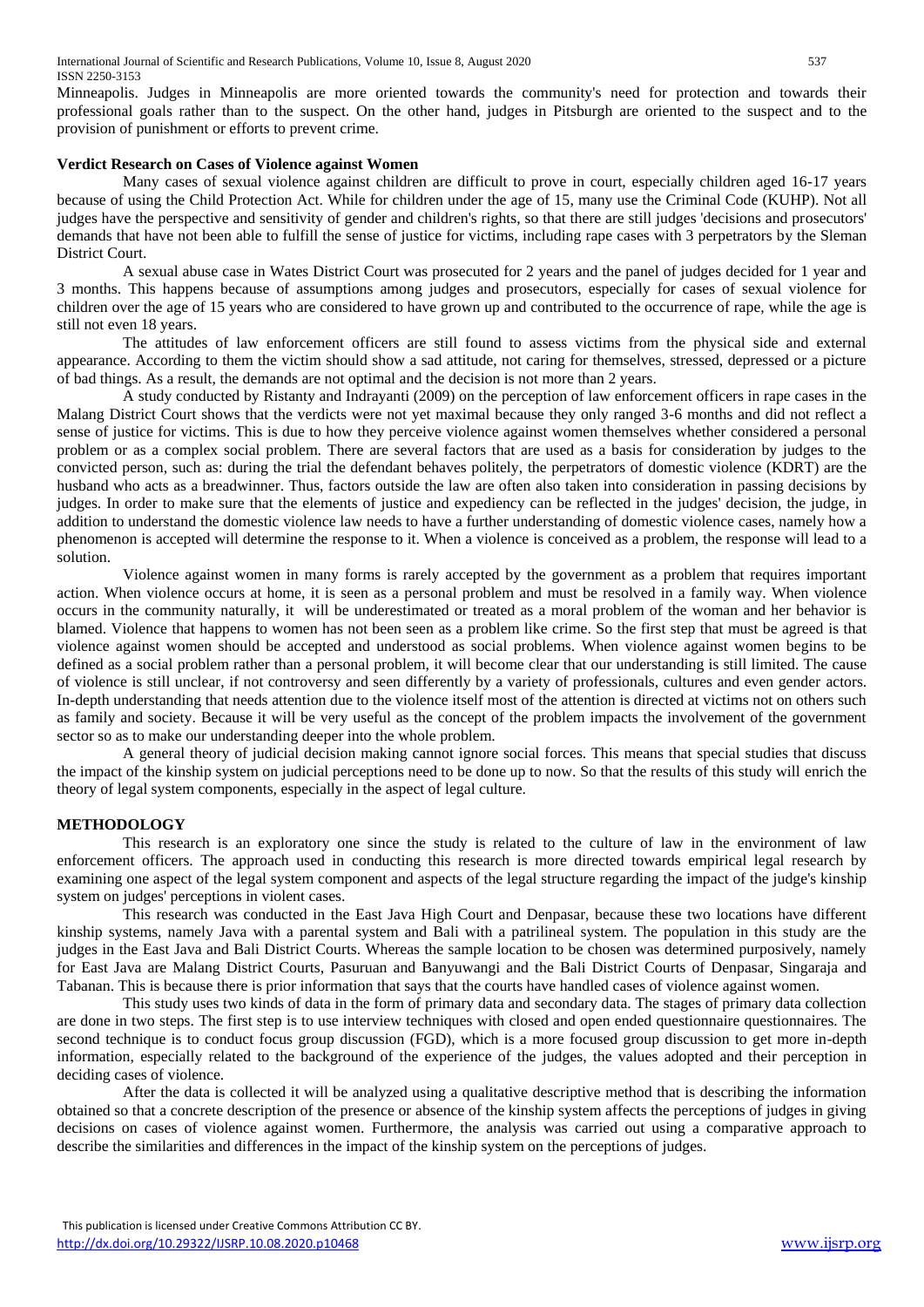Minneapolis. Judges in Minneapolis are more oriented towards the community's need for protection and towards their professional goals rather than to the suspect. On the other hand, judges in Pitsburgh are oriented to the suspect and to the provision of punishment or efforts to prevent crime.

**Verdict Research on Cases of Violence against Women**

Many cases of sexual violence against children are difficult to prove in court, especially children aged 16-17 years because of using the Child Protection Act. While for children under the age of 15, many use the Criminal Code (KUHP). Not all judges have the perspective and sensitivity of gender and children's rights, so that there are still judges 'decisions and prosecutors' demands that have not been able to fulfill the sense of justice for victims, including rape cases with 3 perpetrators by the Sleman District Court.

A sexual abuse case in Wates District Court was prosecuted for 2 years and the panel of judges decided for 1 year and 3 months. This happens because of assumptions among judges and prosecutors, especially for cases of sexual violence for children over the age of 15 years who are considered to have grown up and contributed to the occurrence of rape, while the age is still not even 18 years.

The attitudes of law enforcement officers are still found to assess victims from the physical side and external appearance. According to them the victim should show a sad attitude, not caring for themselves, stressed, depressed or a picture of bad things. As a result, the demands are not optimal and the decision is not more than 2 years.

A study conducted by Ristanty and Indrayanti (2009) on the perception of law enforcement officers in rape cases in the Malang District Court shows that the verdicts were not yet maximal because they only ranged 3-6 months and did not reflect a sense of justice for victims. This is due to how they perceive violence against women themselves whether considered a personal problem or as a complex social problem. There are several factors that are used as a basis for consideration by judges to the convicted person, such as: during the trial the defendant behaves politely, the perpetrators of domestic violence (KDRT) are the husband who acts as a breadwinner. Thus, factors outside the law are often also taken into consideration in passing decisions by judges. In order to make sure that the elements of justice and expediency can be reflected in the judges' decision, the judge, in addition to understand the domestic violence law needs to have a further understanding of domestic violence cases, namely how a phenomenon is accepted will determine the response to it. When a violence is conceived as a problem, the response will lead to a solution.

Violence against women in many forms is rarely accepted by the government as a problem that requires important action. When violence occurs at home, it is seen as a personal problem and must be resolved in a family way. When violence occurs in the community naturally, it will be underestimated or treated as a moral problem of the woman and her behavior is blamed. Violence that happens to women has not been seen as a problem like crime. So the first step that must be agreed is that violence against women should be accepted and understood as social problems. When violence against women begins to be defined as a social problem rather than a personal problem, it will become clear that our understanding is still limited. The cause of violence is still unclear, if not controversy and seen differently by a variety of professionals, cultures and even gender actors. In-depth understanding that needs attention due to the violence itself most of the attention is directed at victims not on others such as family and society. Because it will be very useful as the concept of the problem impacts the involvement of the government sector so as to make our understanding deeper into the whole problem.

A general theory of judicial decision making cannot ignore social forces. This means that special studies that discuss the impact of the kinship system on judicial perceptions need to be done up to now. So that the results of this study will enrich the theory of legal system components, especially in the aspect of legal culture.

## METHODOLOGY

This research is an exploratory one since the study is related to the culture of law in the environment of law enforcement officers. The approach used in conducting this research is more directed towards empirical legal research by examining one aspect of the legal system component and aspects of the legal structure regarding the impact of the judge's kinship system on judges' perceptions in violent cases.

This research was conducted in the East Java High Court and Denpasar, because these two locations have different kinship systems, namely Java with a parental system and Bali with a patrilineal system. The population in this study are the judges in the East Java and Bali District Courts. Whereas the sample location to be chosen was determined purposively, namely for East Java are Malang District Courts, Pasuruan and Banyuwangi and the Bali District Courts of Denpasar, Singaraja and Tabanan. This is because there is prior information that says that the courts have handled cases of violence against women.

This study uses two kinds of data in the form of primary data and secondary data. The stages of primary data collection are done in two steps. The first step is to use interview techniques with closed and open ended questionnaire questionnaires. The second technique is to conduct focus group discussion (FGD), which is a more focused group discussion to get more in-depth information, especially related to the background of the experience of the judges, the values adopted and their perception in deciding cases of violence.

After the data is collected it will be analyzed using a qualitative descriptive method that is describing the information obtained so that a concrete description of the presence or absence of the kinship system affects the perceptions of judges in giving decisions on cases of violence against women. Furthermore, the analysis was carried out using a comparative approach to describe the similarities and differences in the impact of the kinship system on the perceptions of judges.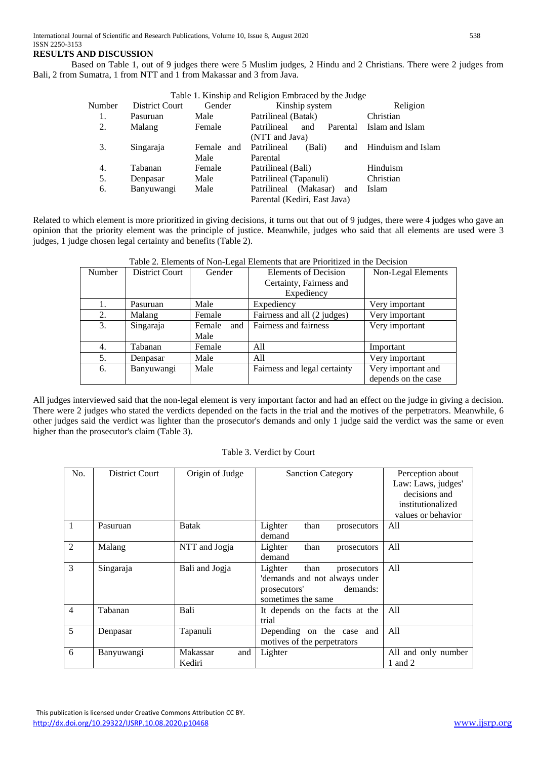## RESULTS AND DISCUSSION

Based on Table 1, out of 9 judges there were 5 Muslim judges, 2 Hindu and 2 Christians. There were 2 judges from Bali, 2 from Sumatra, 1 from NTT and 1 from Makassar and 3 from Java.

Table 1. Kinship and Religion Embraced by the Judge

| Number | District Court | Gender | Kinship system | Religion |
|---|---|---|---|---|
| 1. | Pasuruan | Male | Patrilineal (Batak) | Christian |
| 2. | Malang | Female | Patrilineal and Parental (NTT and Java) | Islam and Islam |
| 3. | Singaraja | Female and Male | Patrilineal (Bali) and Parental | Hinduism and Islam |
| 4. | Tabanan | Female | Patrilineal (Bali) | Hinduism |
| 5. | Denpasar | Male | Patrilineal (Tapanuli) | Christian |
| 6. | Banyuwangi | Male | Patrilineal (Makasar) and Parental (Kediri, East Java) | Islam |

Related to which element is more prioritized in giving decisions, it turns out that out of 9 judges, there were 4 judges who gave an opinion that the priority element was the principle of justice. Meanwhile, judges who said that all elements are used were 3 judges, 1 judge chosen legal certainty and benefits (Table 2).

Table 2. Elements of Non-Legal Elements that are Prioritized in the Decision

| Number | District Court | Gender | Elements of Decision Certainty, Fairness and Expediency | Non-Legal Elements |
|---|---|---|---|---|
| 1. | Pasuruan | Male | Expediency | Very important |
| 2. | Malang | Female | Fairness and all (2 judges) | Very important |
| 3. | Singaraja | Female and Male | Fairness and fairness | Very important |
| 4. | Tabanan | Female | All | Important |
| 5. | Denpasar | Male | All | Very important |
| 6. | Banyuwangi | Male | Fairness and legal certainty | Very important and depends on the case |

All judges interviewed said that the non-legal element is very important factor and had an effect on the judge in giving a decision. There were 2 judges who stated the verdicts depended on the facts in the trial and the motives of the perpetrators. Meanwhile, 6 other judges said the verdict was lighter than the prosecutor's demands and only 1 judge said the verdict was the same or even higher than the prosecutor's claim (Table 3).

Table 3. Verdict by Court

| No. | District Court | Origin of Judge | Sanction Category | Perception about Law: Laws, judges' decisions and institutionalized values or behavior |
|---|---|---|---|---|
| 1 | Pasuruan | Batak | Lighter than prosecutors demand | All |
| 2 | Malang | NTT and Jogja | Lighter than prosecutors demand | All |
| 3 | Singaraja | Bali and Jogja | Lighter than prosecutors 'demands and not always under prosecutors' demands: sometimes the same | All |
| 4 | Tabanan | Bali | It depends on the facts at the trial | All |
| 5 | Denpasar | Tapanuli | Depending on the case and motives of the perpetrators | All |
| 6 | Banyuwangi | Makassar and Kediri | Lighter | All and only number 1 and 2 |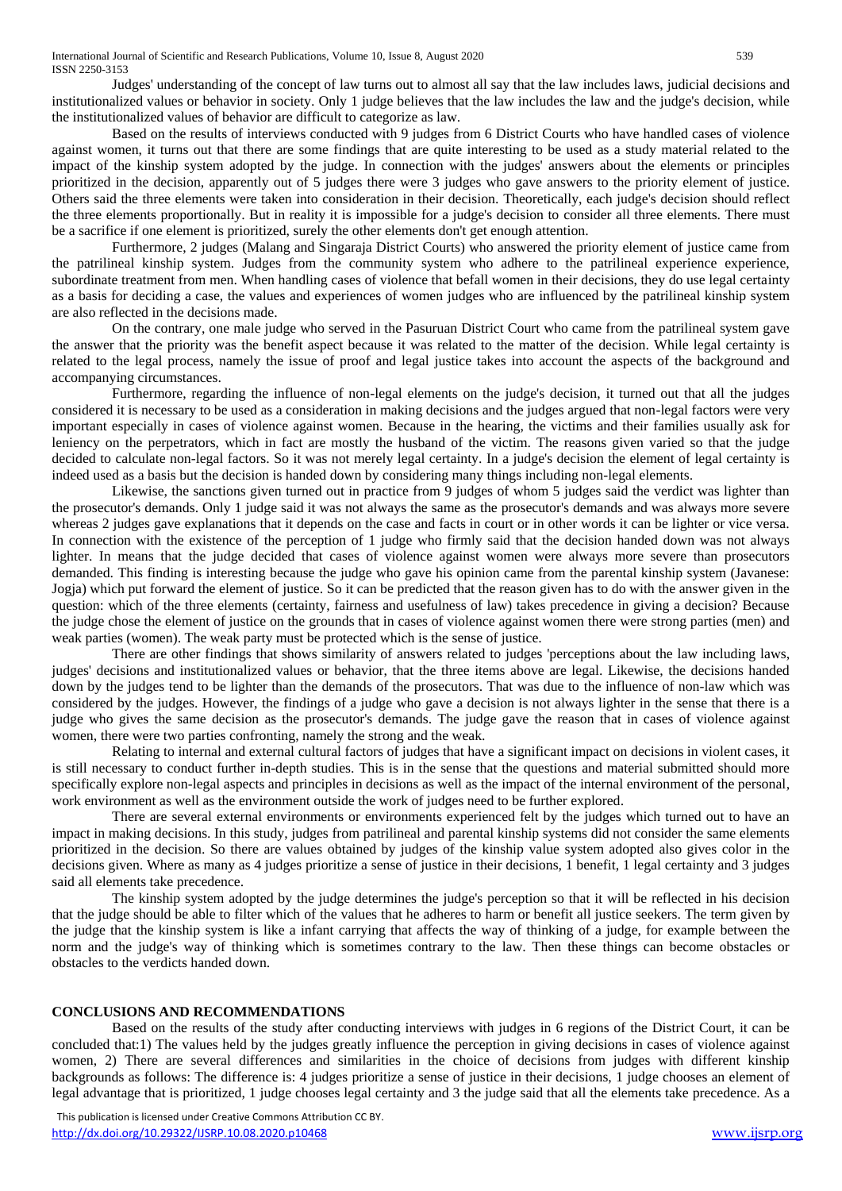Judges' understanding of the concept of law turns out to almost all say that the law includes laws, judicial decisions and institutionalized values or behavior in society. Only 1 judge believes that the law includes the law and the judge's decision, while the institutionalized values of behavior are difficult to categorize as law.

Based on the results of interviews conducted with 9 judges from 6 District Courts who have handled cases of violence against women, it turns out that there are some findings that are quite interesting to be used as a study material related to the impact of the kinship system adopted by the judge. In connection with the judges' answers about the elements or principles prioritized in the decision, apparently out of 5 judges there were 3 judges who gave answers to the priority element of justice. Others said the three elements were taken into consideration in their decision. Theoretically, each judge's decision should reflect the three elements proportionally. But in reality it is impossible for a judge's decision to consider all three elements. There must be a sacrifice if one element is prioritized, surely the other elements don't get enough attention.

Furthermore, 2 judges (Malang and Singaraja District Courts) who answered the priority element of justice came from the patrilineal kinship system. Judges from the community system who adhere to the patrilineal experience experience, subordinate treatment from men. When handling cases of violence that befall women in their decisions, they do use legal certainty as a basis for deciding a case, the values and experiences of women judges who are influenced by the patrilineal kinship system are also reflected in the decisions made.

On the contrary, one male judge who served in the Pasuruan District Court who came from the patrilineal system gave the answer that the priority was the benefit aspect because it was related to the matter of the decision. While legal certainty is related to the legal process, namely the issue of proof and legal justice takes into account the aspects of the background and accompanying circumstances.

Furthermore, regarding the influence of non-legal elements on the judge's decision, it turned out that all the judges considered it is necessary to be used as a consideration in making decisions and the judges argued that non-legal factors were very important especially in cases of violence against women. Because in the hearing, the victims and their families usually ask for leniency on the perpetrators, which in fact are mostly the husband of the victim. The reasons given varied so that the judge decided to calculate non-legal factors. So it was not merely legal certainty. In a judge's decision the element of legal certainty is indeed used as a basis but the decision is handed down by considering many things including non-legal elements.

Likewise, the sanctions given turned out in practice from 9 judges of whom 5 judges said the verdict was lighter than the prosecutor's demands. Only 1 judge said it was not always the same as the prosecutor's demands and was always more severe whereas 2 judges gave explanations that it depends on the case and facts in court or in other words it can be lighter or vice versa. In connection with the existence of the perception of 1 judge who firmly said that the decision handed down was not always lighter. In means that the judge decided that cases of violence against women were always more severe than prosecutors demanded. This finding is interesting because the judge who gave his opinion came from the parental kinship system (Javanese: Jogja) which put forward the element of justice. So it can be predicted that the reason given has to do with the answer given in the question: which of the three elements (certainty, fairness and usefulness of law) takes precedence in giving a decision? Because the judge chose the element of justice on the grounds that in cases of violence against women there were strong parties (men) and weak parties (women). The weak party must be protected which is the sense of justice.

There are other findings that shows similarity of answers related to judges 'perceptions about the law including laws, judges' decisions and institutionalized values or behavior, that the three items above are legal. Likewise, the decisions handed down by the judges tend to be lighter than the demands of the prosecutors. That was due to the influence of non-law which was considered by the judges. However, the findings of a judge who gave a decision is not always lighter in the sense that there is a judge who gives the same decision as the prosecutor's demands. The judge gave the reason that in cases of violence against women, there were two parties confronting, namely the strong and the weak.

Relating to internal and external cultural factors of judges that have a significant impact on decisions in violent cases, it is still necessary to conduct further in-depth studies. This is in the sense that the questions and material submitted should more specifically explore non-legal aspects and principles in decisions as well as the impact of the internal environment of the personal, work environment as well as the environment outside the work of judges need to be further explored.

There are several external environments or environments experienced felt by the judges which turned out to have an impact in making decisions. In this study, judges from patrilineal and parental kinship systems did not consider the same elements prioritized in the decision. So there are values obtained by judges of the kinship value system adopted also gives color in the decisions given. Where as many as 4 judges prioritize a sense of justice in their decisions, 1 benefit, 1 legal certainty and 3 judges said all elements take precedence.

The kinship system adopted by the judge determines the judge's perception so that it will be reflected in his decision that the judge should be able to filter which of the values that he adheres to harm or benefit all justice seekers. The term given by the judge that the kinship system is like a infant carrying that affects the way of thinking of a judge, for example between the norm and the judge's way of thinking which is sometimes contrary to the law. Then these things can become obstacles or obstacles to the verdicts handed down.

## CONCLUSIONS AND RECOMMENDATIONS

Based on the results of the study after conducting interviews with judges in 6 regions of the District Court, it can be concluded that:1) The values held by the judges greatly influence the perception in giving decisions in cases of violence against women, 2) There are several differences and similarities in the choice of decisions from judges with different kinship backgrounds as follows: The difference is: 4 judges prioritize a sense of justice in their decisions, 1 judge chooses an element of legal advantage that is prioritized, 1 judge chooses legal certainty and 3 the judge said that all the elements take precedence. As a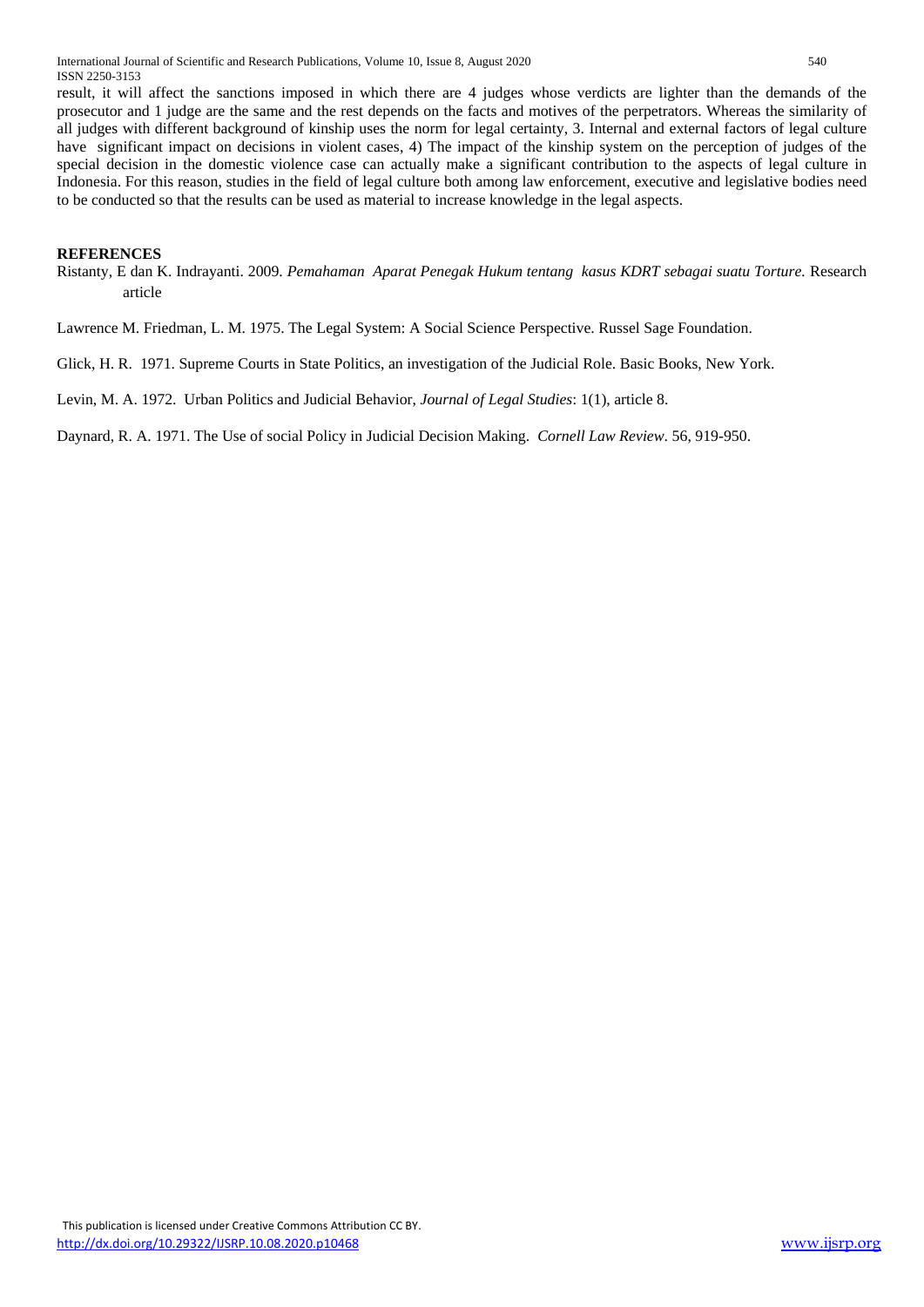result, it will affect the sanctions imposed in which there are 4 judges whose verdicts are lighter than the demands of the prosecutor and 1 judge are the same and the rest depends on the facts and motives of the perpetrators. Whereas the similarity of all judges with different background of kinship uses the norm for legal certainty, 3. Internal and external factors of legal culture have significant impact on decisions in violent cases, 4) The impact of the kinship system on the perception of judges of the special decision in the domestic violence case can actually make a significant contribution to the aspects of legal culture in Indonesia. For this reason, studies in the field of legal culture both among law enforcement, executive and legislative bodies need to be conducted so that the results can be used as material to increase knowledge in the legal aspects.

## REFERENCES

Ristanty, E dan K. Indrayanti. 2009. *Pemahaman Aparat Penegak Hukum tentang kasus KDRT sebagai suatu Torture.* Research article

Lawrence M. Friedman, L. M. 1975. The Legal System: A Social Science Perspective. Russel Sage Foundation.

Glick, H. R. 1971. Supreme Courts in State Politics, an investigation of the Judicial Role. Basic Books, New York.

Levin, M. A. 1972. Urban Politics and Judicial Behavior, *Journal of Legal Studies*: 1(1), article 8.

Daynard, R. A. 1971. The Use of social Policy in Judicial Decision Making. *Cornell Law Review*. 56, 919-950.